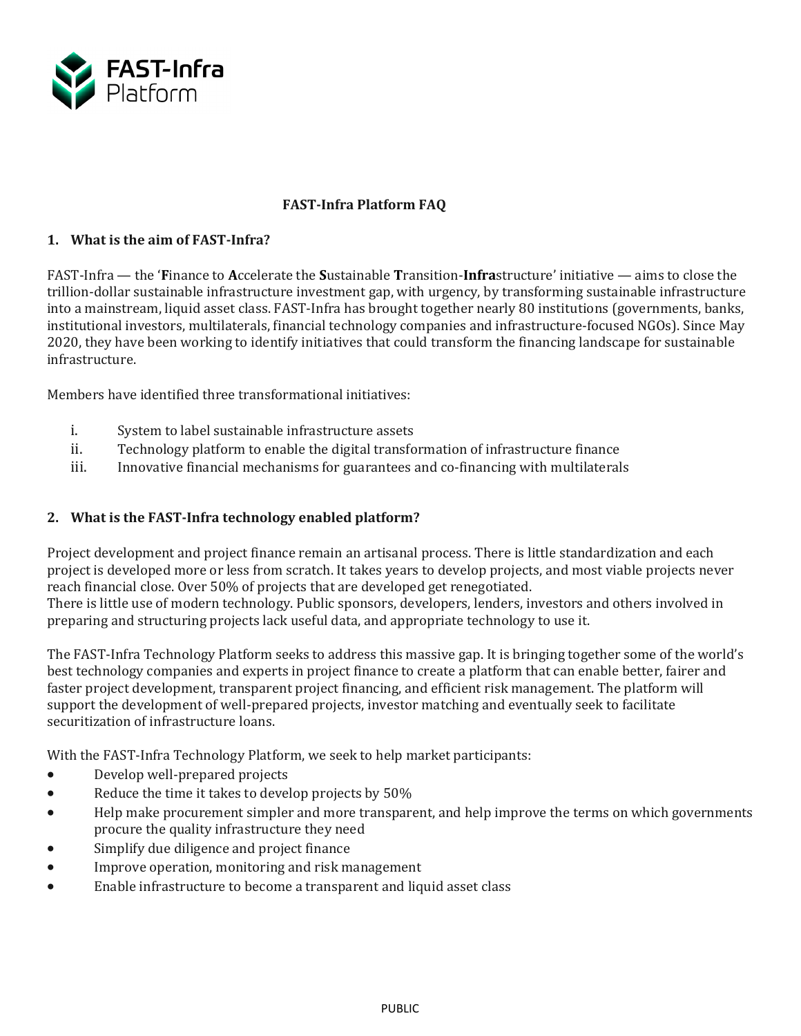# FAST-Infra Platform FAQ

## 1. What is the aim of FAST-Infra?

FAST-Infra — the '**F**inance to **A**ccelerate the **S**ustainable **T**ransition-**Infra**structure' initiative — aims to close the trillion-dollar sustainable infrastructure investment gap, with urgency, by transforming sustainable infrastructure into a mainstream, liquid asset class. FAST-Infra has brought together nearly 80 institutions (governments, banks, institutional investors, multilaterals, financial technology companies and infrastructure-focused NGOs). Since May 2020, they have been working to identify initiatives that could transform the financing landscape for sustainable infrastructure.

Members have identified three transformational initiatives:

i. System to label sustainable infrastructure assets
ii. Technology platform to enable the digital transformation of infrastructure finance
iii. Innovative financial mechanisms for guarantees and co-financing with multilaterals

## 2. What is the FAST-Infra technology enabled platform?

Project development and project finance remain an artisanal process. There is little standardization and each project is developed more or less from scratch. It takes years to develop projects, and most viable projects never reach financial close. Over 50% of projects that are developed get renegotiated.
There is little use of modern technology. Public sponsors, developers, lenders, investors and others involved in preparing and structuring projects lack useful data, and appropriate technology to use it.

The FAST-Infra Technology Platform seeks to address this massive gap. It is bringing together some of the world's best technology companies and experts in project finance to create a platform that can enable better, fairer and faster project development, transparent project financing, and efficient risk management. The platform will support the development of well-prepared projects, investor matching and eventually seek to facilitate securitization of infrastructure loans.

With the FAST-Infra Technology Platform, we seek to help market participants:

- Develop well-prepared projects
- Reduce the time it takes to develop projects by 50%
- Help make procurement simpler and more transparent, and help improve the terms on which governments procure the quality infrastructure they need
- Simplify due diligence and project finance
- Improve operation, monitoring and risk management
- Enable infrastructure to become a transparent and liquid asset class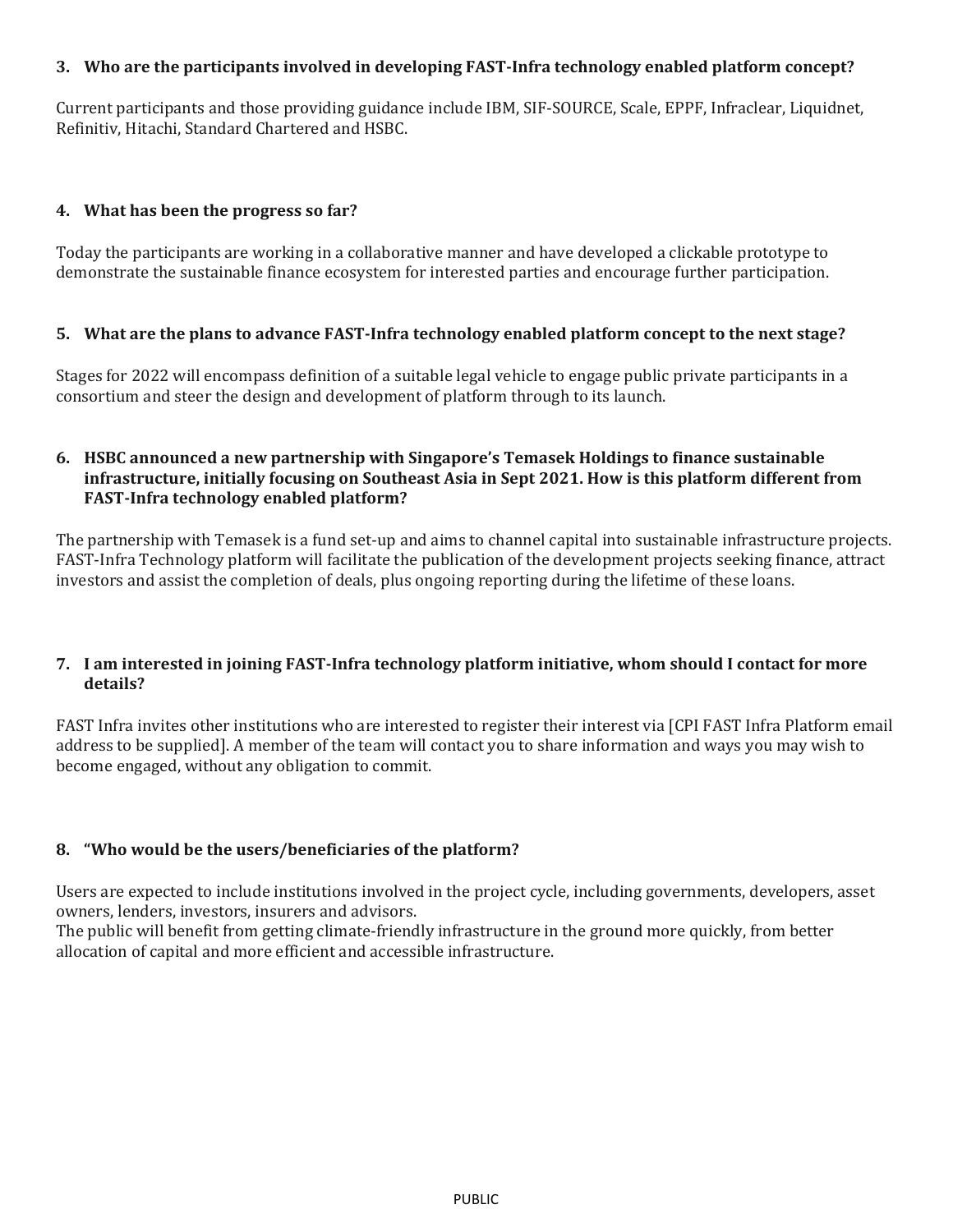**3. Who are the participants involved in developing FAST-Infra technology enabled platform concept?**

Current participants and those providing guidance include IBM, SIF-SOURCE, Scale, EPPF, Infraclear, Liquidnet, Refinitiv, Hitachi, Standard Chartered and HSBC.

**4. What has been the progress so far?**

Today the participants are working in a collaborative manner and have developed a clickable prototype to demonstrate the sustainable finance ecosystem for interested parties and encourage further participation.

**5. What are the plans to advance FAST-Infra technology enabled platform concept to the next stage?**

Stages for 2022 will encompass definition of a suitable legal vehicle to engage public private participants in a consortium and steer the design and development of platform through to its launch.

**6. HSBC announced a new partnership with Singapore's Temasek Holdings to finance sustainable infrastructure, initially focusing on Southeast Asia in Sept 2021. How is this platform different from FAST-Infra technology enabled platform?**

The partnership with Temasek is a fund set-up and aims to channel capital into sustainable infrastructure projects. FAST-Infra Technology platform will facilitate the publication of the development projects seeking finance, attract investors and assist the completion of deals, plus ongoing reporting during the lifetime of these loans.

**7. I am interested in joining FAST-Infra technology platform initiative, whom should I contact for more details?**

FAST Infra invites other institutions who are interested to register their interest via [CPI FAST Infra Platform email address to be supplied]. A member of the team will contact you to share information and ways you may wish to become engaged, without any obligation to commit.

**8. "Who would be the users/beneficiaries of the platform?**

Users are expected to include institutions involved in the project cycle, including governments, developers, asset owners, lenders, investors, insurers and advisors.
The public will benefit from getting climate-friendly infrastructure in the ground more quickly, from better allocation of capital and more efficient and accessible infrastructure.

PUBLIC